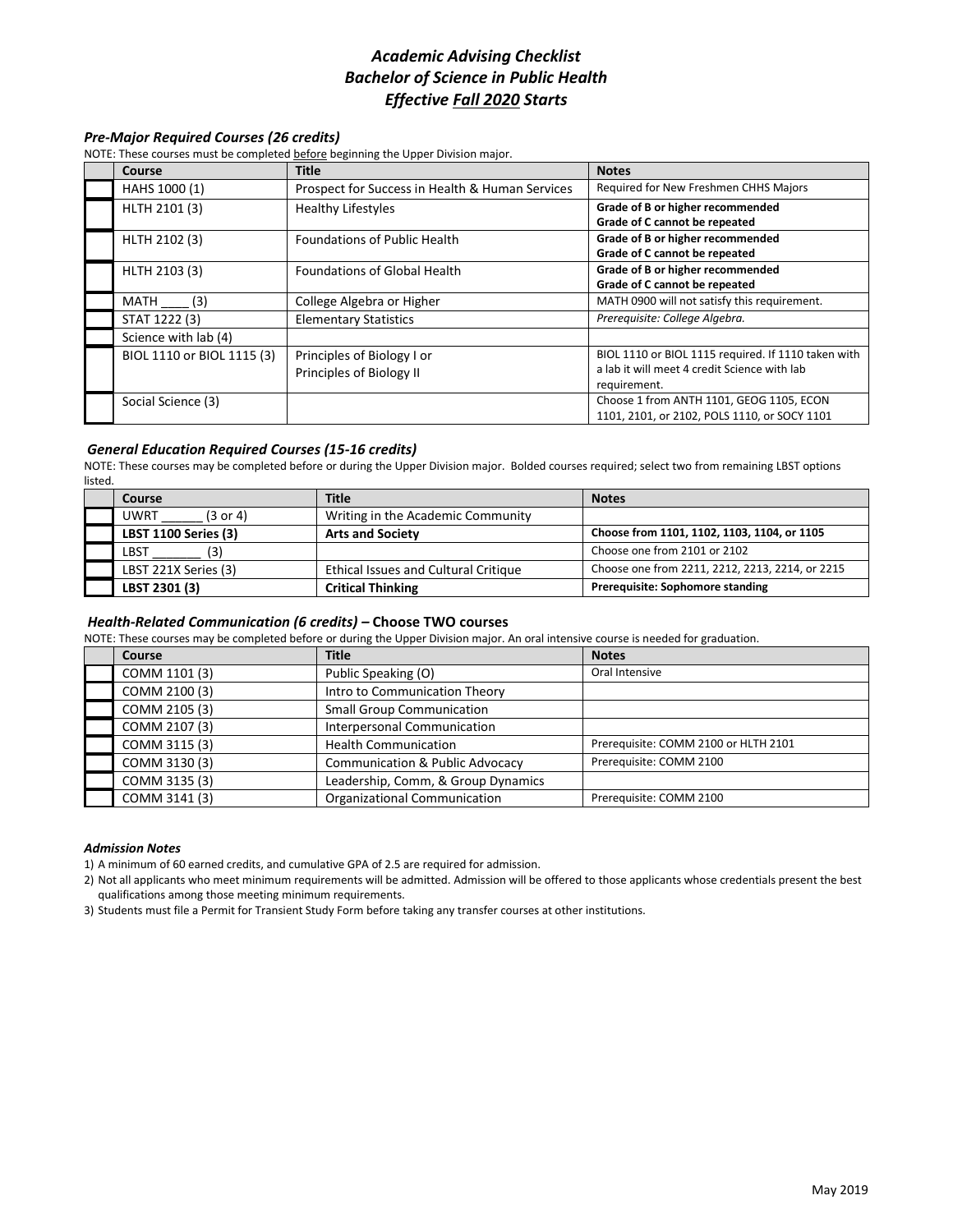# *Academic Advising Checklist*
# *Bachelor of Science in Public Health*
# *Effective Fall 2020 Starts*

### *Pre-Major Required Courses (26 credits)*

NOTE: These courses must be completed before beginning the Upper Division major.

| | Course | Title | Notes |
|---|---|---|---|
| ☐ | HAHS 1000 (1) | Prospect for Success in Health & Human Services | Required for New Freshmen CHHS Majors |
| ☐ | HLTH 2101 (3) | Healthy Lifestyles | **Grade of B or higher recommended** **Grade of C cannot be repeated** |
| ☐ | HLTH 2102 (3) | Foundations of Public Health | **Grade of B or higher recommended** **Grade of C cannot be repeated** |
| ☐ | HLTH 2103 (3) | Foundations of Global Health | **Grade of B or higher recommended** **Grade of C cannot be repeated** |
| ☐ | MATH ____ (3) | College Algebra or Higher | MATH 0900 will not satisfy this requirement. |
| ☐ | STAT 1222 (3) | Elementary Statistics | *Prerequisite: College Algebra.* |
| ☐ | Science with lab (4) | | |
| ☐ | BIOL 1110 or BIOL 1115 (3) | Principles of Biology I or Principles of Biology II | BIOL 1110 or BIOL 1115 required. If 1110 taken with a lab it will meet 4 credit Science with lab requirement. |
| ☐ | Social Science (3) | | Choose 1 from ANTH 1101, GEOG 1105, ECON 1101, 2101, or 2102, POLS 1110, or SOCY 1101 |

### *General Education Required Courses (15-16 credits)*

NOTE: These courses may be completed before or during the Upper Division major. Bolded courses required; select two from remaining LBST options listed.

| | Course | Title | Notes |
|---|---|---|---|
| ☐ | UWRT ______ (3 or 4) | Writing in the Academic Community | |
| ☐ | **LBST 1100 Series (3)** | **Arts and Society** | **Choose from 1101, 1102, 1103, 1104, or 1105** |
| ☐ | LBST _______ (3) | | Choose one from 2101 or 2102 |
| ☐ | LBST 221X Series (3) | Ethical Issues and Cultural Critique | Choose one from 2211, 2212, 2213, 2214, or 2215 |
| ☐ | **LBST 2301 (3)** | **Critical Thinking** | **Prerequisite: Sophomore standing** |

### *Health-Related Communication (6 credits)* – Choose TWO courses

NOTE: These courses may be completed before or during the Upper Division major. An oral intensive course is needed for graduation.

| | Course | Title | Notes |
|---|---|---|---|
| ☐ | COMM 1101 (3) | Public Speaking (O) | Oral Intensive |
| ☐ | COMM 2100 (3) | Intro to Communication Theory | |
| ☐ | COMM 2105 (3) | Small Group Communication | |
| ☐ | COMM 2107 (3) | Interpersonal Communication | |
| ☐ | COMM 3115 (3) | Health Communication | Prerequisite: COMM 2100 or HLTH 2101 |
| ☐ | COMM 3130 (3) | Communication & Public Advocacy | Prerequisite: COMM 2100 |
| ☐ | COMM 3135 (3) | Leadership, Comm, & Group Dynamics | |
| ☐ | COMM 3141 (3) | Organizational Communication | Prerequisite: COMM 2100 |

### *Admission Notes*

1) A minimum of 60 earned credits, and cumulative GPA of 2.5 are required for admission.
2) Not all applicants who meet minimum requirements will be admitted. Admission will be offered to those applicants whose credentials present the best qualifications among those meeting minimum requirements.
3) Students must file a Permit for Transient Study Form before taking any transfer courses at other institutions.

May 2019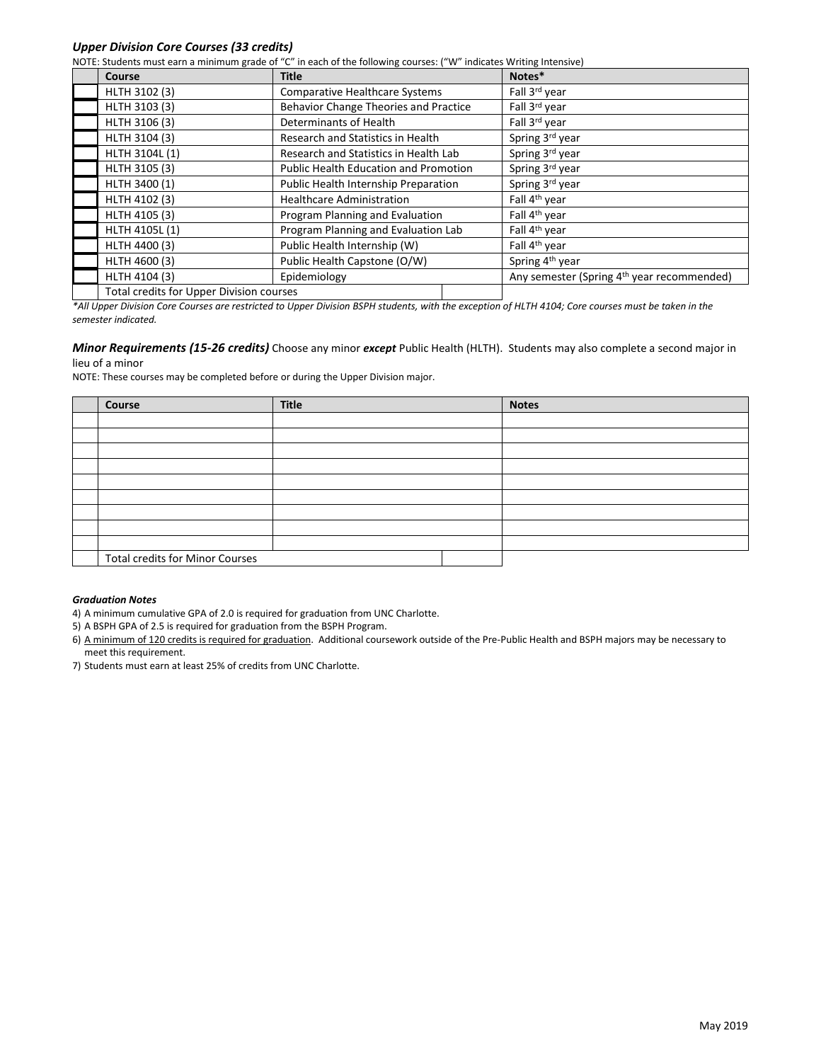### *Upper Division Core Courses (33 credits)*

NOTE: Students must earn a minimum grade of "C" in each of the following courses: ("W" indicates Writing Intensive)

| | Course | Title | Notes* |
|---|---|---|---|
| | HLTH 3102 (3) | Comparative Healthcare Systems | Fall 3rd year |
| | HLTH 3103 (3) | Behavior Change Theories and Practice | Fall 3rd year |
| | HLTH 3106 (3) | Determinants of Health | Fall 3rd year |
| | HLTH 3104 (3) | Research and Statistics in Health | Spring 3rd year |
| | HLTH 3104L (1) | Research and Statistics in Health Lab | Spring 3rd year |
| | HLTH 3105 (3) | Public Health Education and Promotion | Spring 3rd year |
| | HLTH 3400 (1) | Public Health Internship Preparation | Spring 3rd year |
| | HLTH 4102 (3) | Healthcare Administration | Fall 4th year |
| | HLTH 4105 (3) | Program Planning and Evaluation | Fall 4th year |
| | HLTH 4105L (1) | Program Planning and Evaluation Lab | Fall 4th year |
| | HLTH 4400 (3) | Public Health Internship (W) | Fall 4th year |
| | HLTH 4600 (3) | Public Health Capstone (O/W) | Spring 4th year |
| | HLTH 4104 (3) | Epidemiology | Any semester (Spring 4th year recommended) |
| | Total credits for Upper Division courses | | |

*\*All Upper Division Core Courses are restricted to Upper Division BSPH students, with the exception of HLTH 4104; Core courses must be taken in the semester indicated.*

### *Minor Requirements (15-26 credits)* Choose any minor ***except*** Public Health (HLTH). Students may also complete a second major in lieu of a minor

NOTE: These courses may be completed before or during the Upper Division major.

| | Course | Title | Notes |
|---|---|---|---|
| | | | |
| | | | |
| | | | |
| | | | |
| | | | |
| | | | |
| | | | |
| | | | |
| | | | |
| | Total credits for Minor Courses | | |

***Graduation Notes***

4) A minimum cumulative GPA of 2.0 is required for graduation from UNC Charlotte.
5) A BSPH GPA of 2.5 is required for graduation from the BSPH Program.
6) A minimum of 120 credits is required for graduation. Additional coursework outside of the Pre-Public Health and BSPH majors may be necessary to meet this requirement.
7) Students must earn at least 25% of credits from UNC Charlotte.

May 2019